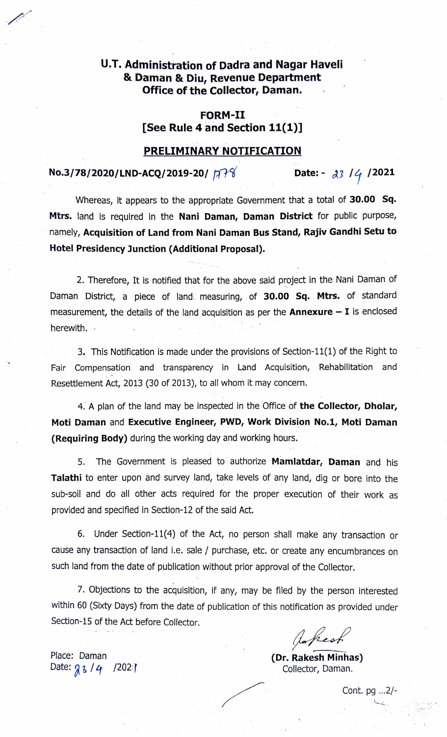# U.T. Administration of Dadra and Nagar Haveli & Daman & Diu, Revenue Department
## Office of the Collector, Daman.

### FORM-II
### [See Rule 4 and Section 11(1)]

### PRELIMINARY NOTIFICATION

**No.3/78/2020/LND-ACQ/2019-20/ 778** **Date:- 23 / 4 /2021**

Whereas, it appears to the appropriate Government that a total of **30.00 Sq. Mtrs.** land is required in the **Nani Daman, Daman District** for public purpose, namely, **Acquisition of Land from Nani Daman Bus Stand, Rajiv Gandhi Setu to Hotel Presidency Junction (Additional Proposal).**

2. Therefore, It is notified that for the above said project in the Nani Daman of Daman District, a piece of land measuring, of **30.00 Sq. Mtrs.** of standard measurement, the details of the land acquisition as per the **Annexure – I** is enclosed herewith.

3. This Notification is made under the provisions of Section-11(1) of the Right to Fair Compensation and transparency in Land Acquisition, Rehabilitation and Resettlement Act, 2013 (30 of 2013), to all whom it may concern.

4. A plan of the land may be inspected in the Office of **the Collector, Dholar, Moti Daman** and **Executive Engineer, PWD, Work Division No.1, Moti Daman (Requiring Body)** during the working day and working hours.

5. The Government is pleased to authorize **Mamlatdar, Daman** and his **Talathi** to enter upon and survey land, take levels of any land, dig or bore into the sub-soil and do all other acts required for the proper execution of their work as provided and specified in Section-12 of the said Act.

6. Under Section-11(4) of the Act, no person shall make any transaction or cause any transaction of land i.e. sale / purchase, etc. or create any encumbrances on such land from the date of publication without prior approval of the Collector.

7. Objections to the acquisition, if any, may be filed by the person interested within 60 (Sixty Days) from the date of publication of this notification as provided under Section-15 of the Act before Collector.

Place: Daman
Date: 23 / 4 /2021

**(Dr. Rakesh Minhas)**
Collector, Daman.

Cont. pg ...2/-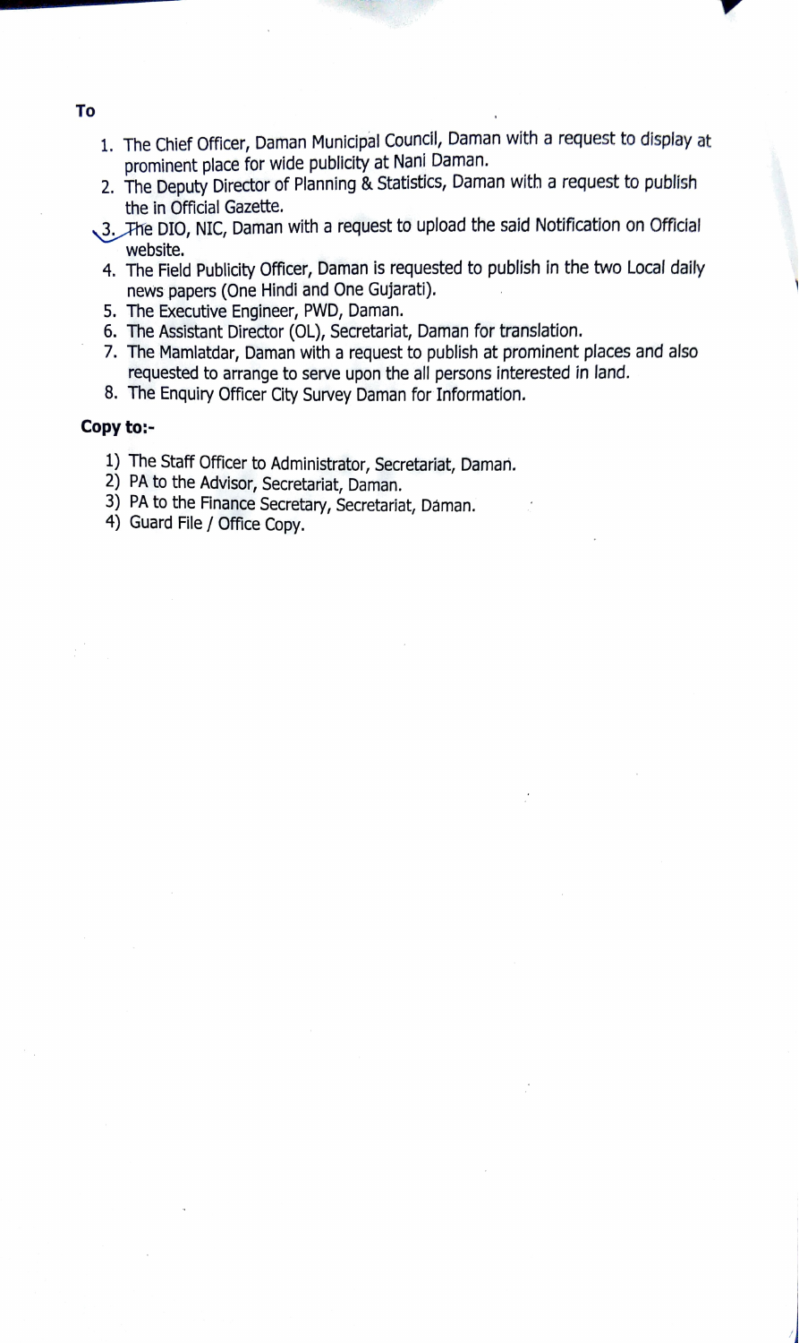**To**

1. The Chief Officer, Daman Municipal Council, Daman with a request to display at prominent place for wide publicity at Nani Daman.
2. The Deputy Director of Planning & Statistics, Daman with a request to publish the in Official Gazette.
3. The DIO, NIC, Daman with a request to upload the said Notification on Official website.
4. The Field Publicity Officer, Daman is requested to publish in the two Local daily news papers (One Hindi and One Gujarati).
5. The Executive Engineer, PWD, Daman.
6. The Assistant Director (OL), Secretariat, Daman for translation.
7. The Mamlatdar, Daman with a request to publish at prominent places and also requested to arrange to serve upon the all persons interested in land.
8. The Enquiry Officer City Survey Daman for Information.

**Copy to:-**

1) The Staff Officer to Administrator, Secretariat, Daman.
2) PA to the Advisor, Secretariat, Daman.
3) PA to the Finance Secretary, Secretariat, Daman.
4) Guard File / Office Copy.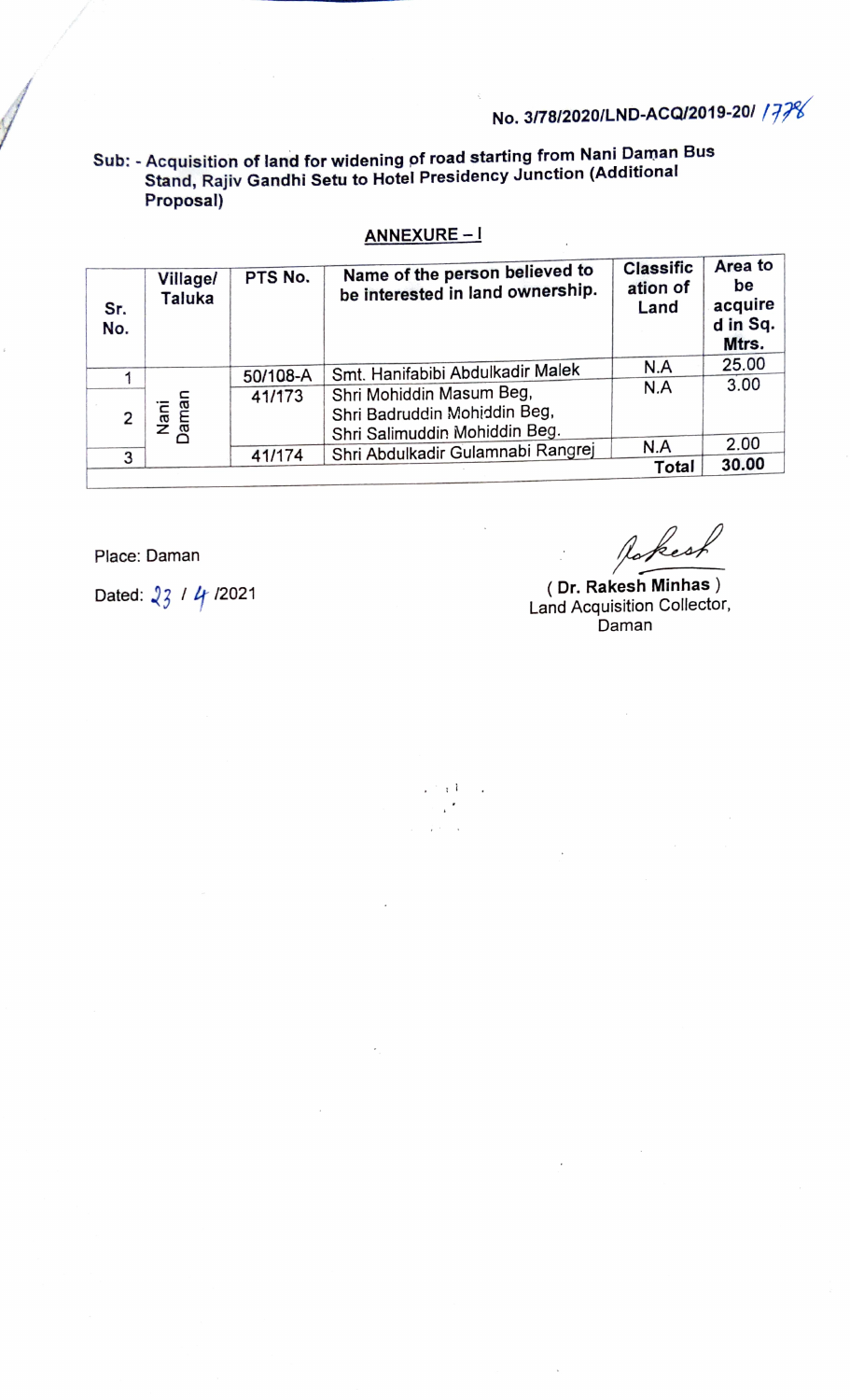No. 3/78/2020/LND-ACQ/2019-20/ 1778

**Sub: - Acquisition of land for widening of road starting from Nani Daman Bus Stand, Rajiv Gandhi Setu to Hotel Presidency Junction (Additional Proposal)**

**ANNEXURE – I**

| Sr. No. | Village/ Taluka | PTS No. | Name of the person believed to be interested in land ownership. | Classification of Land | Area to be acquired in Sq. Mtrs. |
|---|---|---|---|---|---|
| 1 | Nani Daman | 50/108-A | Smt. Hanifabibi Abdulkadir Malek | N.A | 25.00 |
| 2 | | 41/173 | Shri Mohiddin Masum Beg, Shri Badruddin Mohiddin Beg, Shri Salimuddin Mohiddin Beg. | N.A | 3.00 |
| 3 | | 41/174 | Shri Abdulkadir Gulamnabi Rangrej | N.A | 2.00 |
| | | | | **Total** | **30.00** |

Place: Daman

Dated: 23 / 4 /2021

Rakesh

**( Dr. Rakesh Minhas )**
Land Acquisition Collector,
Daman